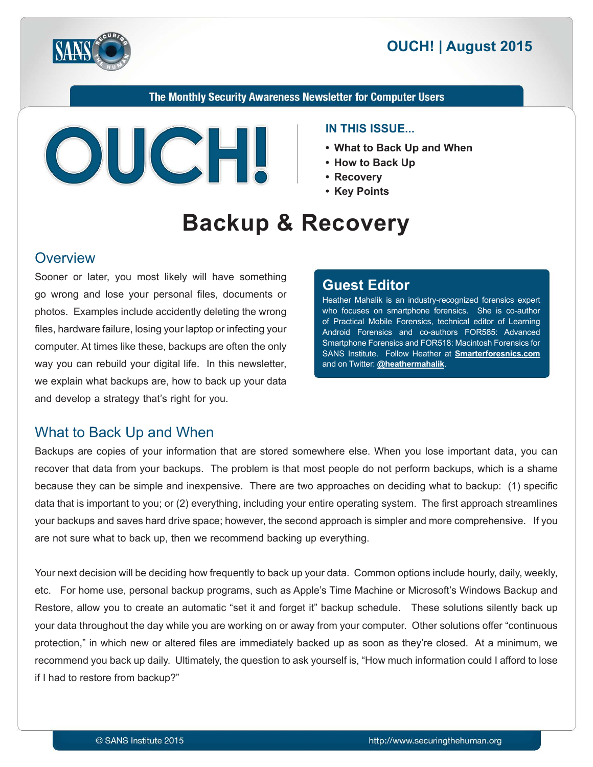# OUCH! | August 2015

The Monthly Security Awareness Newsletter for Computer Users

**IN THIS ISSUE...**

- What to Back Up and When
- How to Back Up
- Recovery
- Key Points

# Backup & Recovery

## Overview

Sooner or later, you most likely will have something go wrong and lose your personal files, documents or photos. Examples include accidently deleting the wrong files, hardware failure, losing your laptop or infecting your computer. At times like these, backups are often the only way you can rebuild your digital life. In this newsletter, we explain what backups are, how to back up your data and develop a strategy that's right for you.

### Guest Editor

Heather Mahalik is an industry-recognized forensics expert who focuses on smartphone forensics. She is co-author of Practical Mobile Forensics, technical editor of Learning Android Forensics and co-authors FOR585: Advanced Smartphone Forensics and FOR518: Macintosh Forensics for SANS Institute. Follow Heather at **Smarterforesnics.com** and on Twitter: **@heathermahalik**.

## What to Back Up and When

Backups are copies of your information that are stored somewhere else. When you lose important data, you can recover that data from your backups. The problem is that most people do not perform backups, which is a shame because they can be simple and inexpensive. There are two approaches on deciding what to backup: (1) specific data that is important to you; or (2) everything, including your entire operating system. The first approach streamlines your backups and saves hard drive space; however, the second approach is simpler and more comprehensive. If you are not sure what to back up, then we recommend backing up everything.

Your next decision will be deciding how frequently to back up your data. Common options include hourly, daily, weekly, etc. For home use, personal backup programs, such as Apple's Time Machine or Microsoft's Windows Backup and Restore, allow you to create an automatic "set it and forget it" backup schedule. These solutions silently back up your data throughout the day while you are working on or away from your computer. Other solutions offer "continuous protection," in which new or altered files are immediately backed up as soon as they're closed. At a minimum, we recommend you back up daily. Ultimately, the question to ask yourself is, "How much information could I afford to lose if I had to restore from backup?"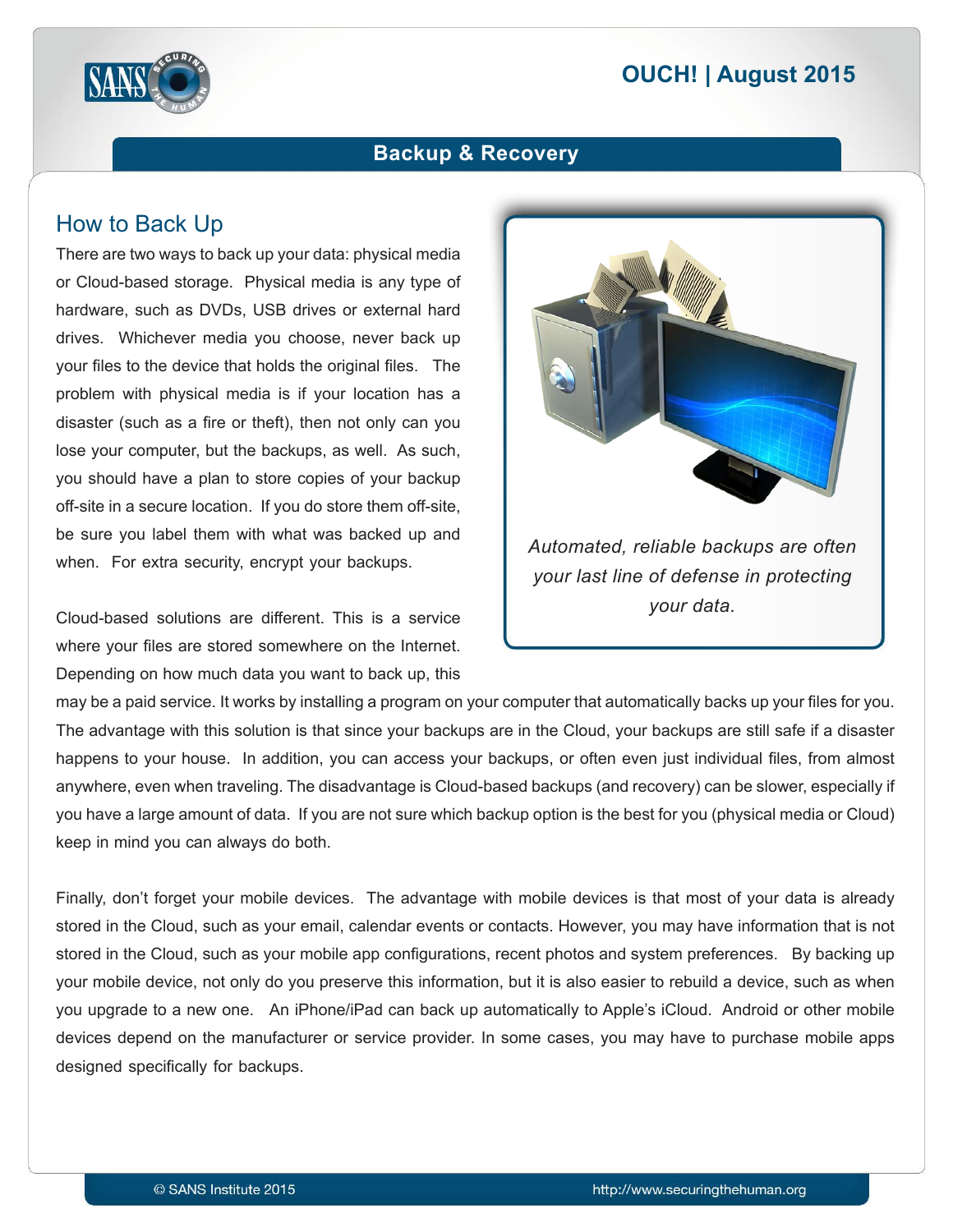## Backup & Recovery

### How to Back Up

There are two ways to back up your data: physical media or Cloud-based storage. Physical media is any type of hardware, such as DVDs, USB drives or external hard drives. Whichever media you choose, never back up your files to the device that holds the original files. The problem with physical media is if your location has a disaster (such as a fire or theft), then not only can you lose your computer, but the backups, as well. As such, you should have a plan to store copies of your backup off-site in a secure location. If you do store them off-site, be sure you label them with what was backed up and when. For extra security, encrypt your backups.

*Automated, reliable backups are often your last line of defense in protecting your data.*

Cloud-based solutions are different. This is a service where your files are stored somewhere on the Internet. Depending on how much data you want to back up, this may be a paid service. It works by installing a program on your computer that automatically backs up your files for you. The advantage with this solution is that since your backups are in the Cloud, your backups are still safe if a disaster happens to your house. In addition, you can access your backups, or often even just individual files, from almost anywhere, even when traveling. The disadvantage is Cloud-based backups (and recovery) can be slower, especially if you have a large amount of data. If you are not sure which backup option is the best for you (physical media or Cloud) keep in mind you can always do both.

Finally, don't forget your mobile devices. The advantage with mobile devices is that most of your data is already stored in the Cloud, such as your email, calendar events or contacts. However, you may have information that is not stored in the Cloud, such as your mobile app configurations, recent photos and system preferences. By backing up your mobile device, not only do you preserve this information, but it is also easier to rebuild a device, such as when you upgrade to a new one. An iPhone/iPad can back up automatically to Apple's iCloud. Android or other mobile devices depend on the manufacturer or service provider. In some cases, you may have to purchase mobile apps designed specifically for backups.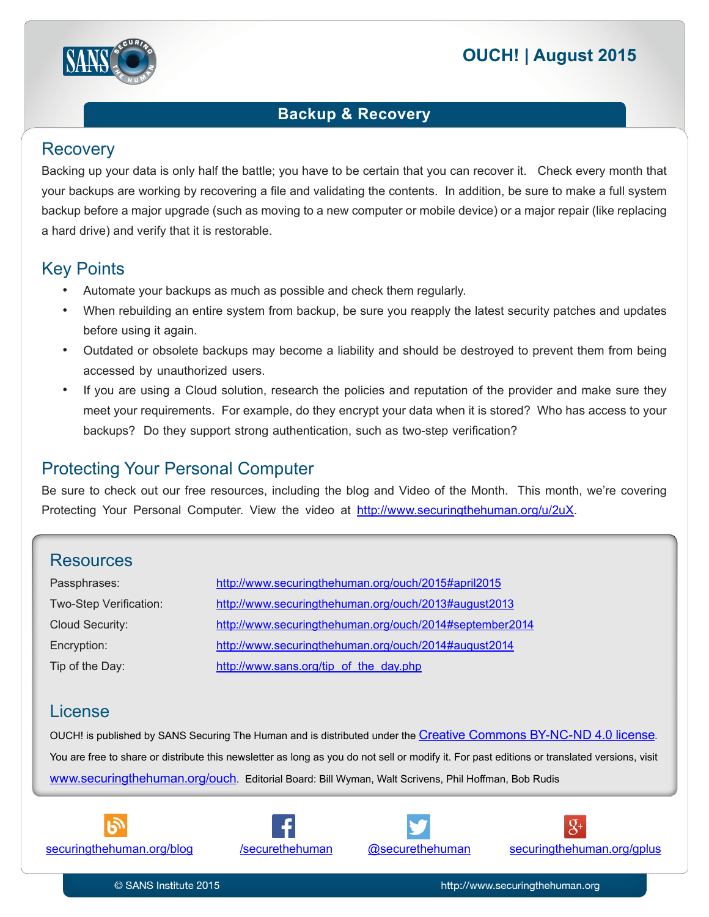## Backup & Recovery

### Recovery

Backing up your data is only half the battle; you have to be certain that you can recover it. Check every month that your backups are working by recovering a file and validating the contents. In addition, be sure to make a full system backup before a major upgrade (such as moving to a new computer or mobile device) or a major repair (like replacing a hard drive) and verify that it is restorable.

### Key Points

- Automate your backups as much as possible and check them regularly.
- When rebuilding an entire system from backup, be sure you reapply the latest security patches and updates before using it again.
- Outdated or obsolete backups may become a liability and should be destroyed to prevent them from being accessed by unauthorized users.
- If you are using a Cloud solution, research the policies and reputation of the provider and make sure they meet your requirements. For example, do they encrypt your data when it is stored? Who has access to your backups? Do they support strong authentication, such as two-step verification?

### Protecting Your Personal Computer

Be sure to check out our free resources, including the blog and Video of the Month. This month, we're covering Protecting Your Personal Computer. View the video at http://www.securingthehuman.org/u/2uX.

### Resources

| | |
|---|---|
| Passphrases: | http://www.securingthehuman.org/ouch/2015#april2015 |
| Two-Step Verification: | http://www.securingthehuman.org/ouch/2013#august2013 |
| Cloud Security: | http://www.securingthehuman.org/ouch/2014#september2014 |
| Encryption: | http://www.securingthehuman.org/ouch/2014#august2014 |
| Tip of the Day: | http://www.sans.org/tip_of_the_day.php |

### License

OUCH! is published by SANS Securing The Human and is distributed under the Creative Commons BY-NC-ND 4.0 license. You are free to share or distribute this newsletter as long as you do not sell or modify it. For past editions or translated versions, visit www.securingthehuman.org/ouch. Editorial Board: Bill Wyman, Walt Scrivens, Phil Hoffman, Bob Rudis

securingthehuman.org/blog    /securethehuman    @securethehuman    securingthehuman.org/gplus